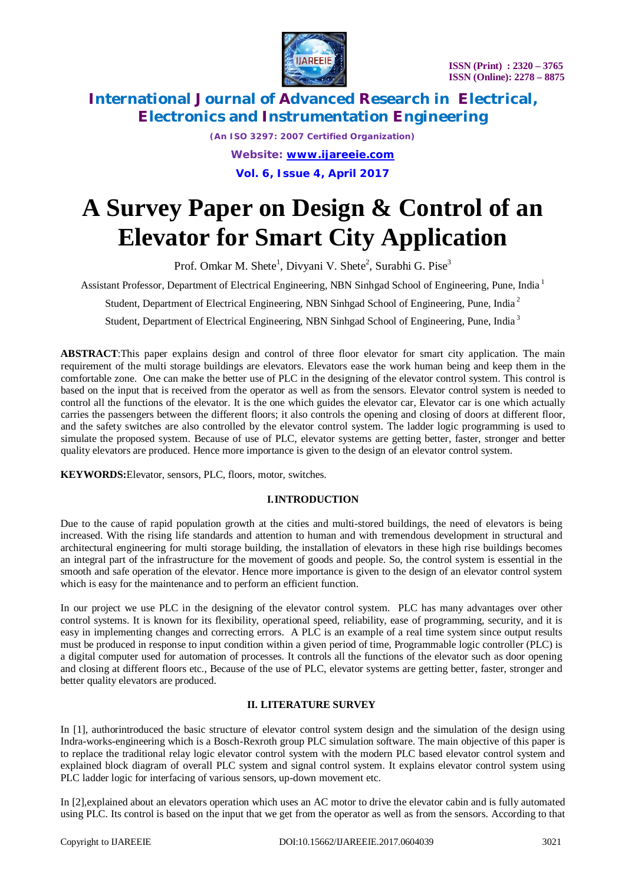# A Survey Paper on Design & Control of an Elevator for Smart City Application

Prof. Omkar M. Shete[1], Divyani V. Shete[2], Surabhi G. Pise[3]

Assistant Professor, Department of Electrical Engineering, NBN Sinhgad School of Engineering, Pune, India [1]

Student, Department of Electrical Engineering, NBN Sinhgad School of Engineering, Pune, India [2]

Student, Department of Electrical Engineering, NBN Sinhgad School of Engineering, Pune, India [3]

**ABSTRACT**:This paper explains design and control of three floor elevator for smart city application. The main requirement of the multi storage buildings are elevators. Elevators ease the work human being and keep them in the comfortable zone. One can make the better use of PLC in the designing of the elevator control system. This control is based on the input that is received from the operator as well as from the sensors. Elevator control system is needed to control all the functions of the elevator. It is the one which guides the elevator car, Elevator car is one which actually carries the passengers between the different floors; it also controls the opening and closing of doors at different floor, and the safety switches are also controlled by the elevator control system. The ladder logic programming is used to simulate the proposed system. Because of use of PLC, elevator systems are getting better, faster, stronger and better quality elevators are produced. Hence more importance is given to the design of an elevator control system.

**KEYWORDS:**Elevator, sensors, PLC, floors, motor, switches.

## I.INTRODUCTION

Due to the cause of rapid population growth at the cities and multi-stored buildings, the need of elevators is being increased. With the rising life standards and attention to human and with tremendous development in structural and architectural engineering for multi storage building, the installation of elevators in these high rise buildings becomes an integral part of the infrastructure for the movement of goods and people. So, the control system is essential in the smooth and safe operation of the elevator. Hence more importance is given to the design of an elevator control system which is easy for the maintenance and to perform an efficient function.

In our project we use PLC in the designing of the elevator control system. PLC has many advantages over other control systems. It is known for its flexibility, operational speed, reliability, ease of programming, security, and it is easy in implementing changes and correcting errors. A PLC is an example of a real time system since output results must be produced in response to input condition within a given period of time, Programmable logic controller (PLC) is a digital computer used for automation of processes. It controls all the functions of the elevator such as door opening and closing at different floors etc., Because of the use of PLC, elevator systems are getting better, faster, stronger and better quality elevators are produced.

## II. LITERATURE SURVEY

In [1], authorintroduced the basic structure of elevator control system design and the simulation of the design using Indra-works-engineering which is a Bosch-Rexroth group PLC simulation software. The main objective of this paper is to replace the traditional relay logic elevator control system with the modern PLC based elevator control system and explained block diagram of overall PLC system and signal control system. It explains elevator control system using PLC ladder logic for interfacing of various sensors, up-down movement etc.

In [2],explained about an elevators operation which uses an AC motor to drive the elevator cabin and is fully automated using PLC. Its control is based on the input that we get from the operator as well as from the sensors. According to that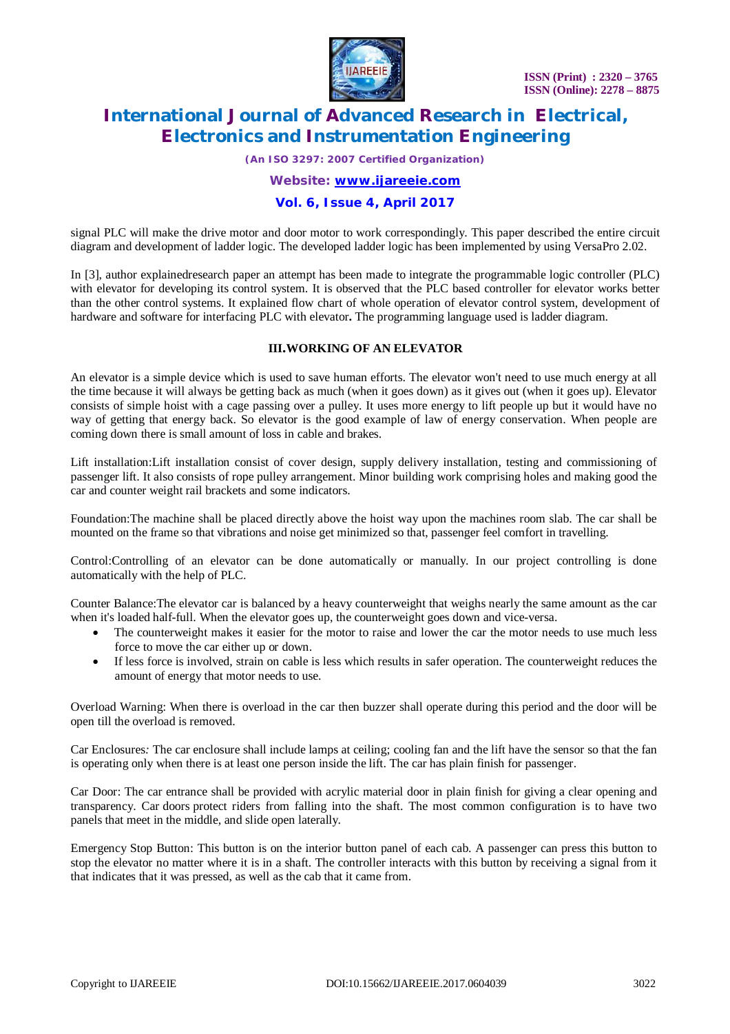signal PLC will make the drive motor and door motor to work correspondingly. This paper described the entire circuit diagram and development of ladder logic. The developed ladder logic has been implemented by using VersaPro 2.02.

In [3], author explainedresearch paper an attempt has been made to integrate the programmable logic controller (PLC) with elevator for developing its control system. It is observed that the PLC based controller for elevator works better than the other control systems. It explained flow chart of whole operation of elevator control system, development of hardware and software for interfacing PLC with elevator**.** The programming language used is ladder diagram.

## III.WORKING OF AN ELEVATOR

An elevator is a simple device which is used to save human efforts. The elevator won't need to use much energy at all the time because it will always be getting back as much (when it goes down) as it gives out (when it goes up). Elevator consists of simple hoist with a cage passing over a pulley. It uses more energy to lift people up but it would have no way of getting that energy back. So elevator is the good example of law of energy conservation. When people are coming down there is small amount of loss in cable and brakes.

Lift installation:Lift installation consist of cover design, supply delivery installation, testing and commissioning of passenger lift. It also consists of rope pulley arrangement. Minor building work comprising holes and making good the car and counter weight rail brackets and some indicators.

Foundation:The machine shall be placed directly above the hoist way upon the machines room slab. The car shall be mounted on the frame so that vibrations and noise get minimized so that, passenger feel comfort in travelling.

Control:Controlling of an elevator can be done automatically or manually. In our project controlling is done automatically with the help of PLC.

Counter Balance:The elevator car is balanced by a heavy counterweight that weighs nearly the same amount as the car when it's loaded half-full. When the elevator goes up, the counterweight goes down and vice-versa.

- The counterweight makes it easier for the motor to raise and lower the car the motor needs to use much less force to move the car either up or down.
- If less force is involved, strain on cable is less which results in safer operation. The counterweight reduces the amount of energy that motor needs to use.

Overload Warning: When there is overload in the car then buzzer shall operate during this period and the door will be open till the overload is removed.

Car Enclosures*:* The car enclosure shall include lamps at ceiling; cooling fan and the lift have the sensor so that the fan is operating only when there is at least one person inside the lift. The car has plain finish for passenger.

Car Door: The car entrance shall be provided with acrylic material door in plain finish for giving a clear opening and transparency. Car doors protect riders from falling into the shaft. The most common configuration is to have two panels that meet in the middle, and slide open laterally.

Emergency Stop Button: This button is on the interior button panel of each cab. A passenger can press this button to stop the elevator no matter where it is in a shaft. The controller interacts with this button by receiving a signal from it that indicates that it was pressed, as well as the cab that it came from.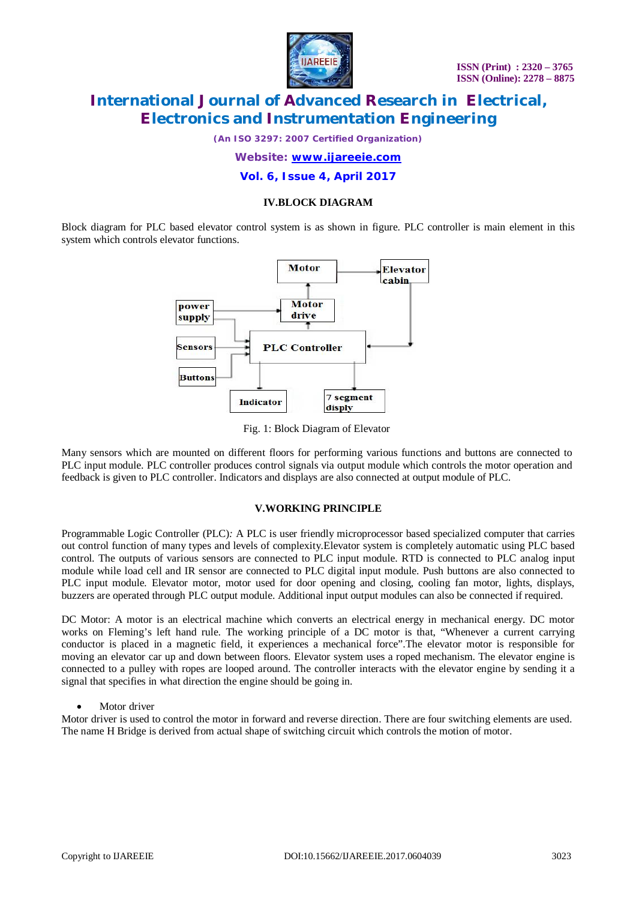## IV.BLOCK DIAGRAM

Block diagram for PLC based elevator control system is as shown in figure. PLC controller is main element in this system which controls elevator functions.

Motor

Elevator cabin

power supply

Motor drive

Sensors

PLC Controller

Buttons

Indicator

7 segment disply

Fig. 1: Block Diagram of Elevator

Many sensors which are mounted on different floors for performing various functions and buttons are connected to PLC input module. PLC controller produces control signals via output module which controls the motor operation and feedback is given to PLC controller. Indicators and displays are also connected at output module of PLC.

## V.WORKING PRINCIPLE

Programmable Logic Controller (PLC)*:* A PLC is user friendly microprocessor based specialized computer that carries out control function of many types and levels of complexity.Elevator system is completely automatic using PLC based control. The outputs of various sensors are connected to PLC input module. RTD is connected to PLC analog input module while load cell and IR sensor are connected to PLC digital input module. Push buttons are also connected to PLC input module. Elevator motor, motor used for door opening and closing, cooling fan motor, lights, displays, buzzers are operated through PLC output module. Additional input output modules can also be connected if required.

DC Motor: A motor is an electrical machine which converts an electrical energy in mechanical energy. DC motor works on Fleming's left hand rule. The working principle of a DC motor is that, "Whenever a current carrying conductor is placed in a magnetic field, it experiences a mechanical force".The elevator motor is responsible for moving an elevator car up and down between floors. Elevator system uses a roped mechanism. The elevator engine is connected to a pulley with ropes are looped around. The controller interacts with the elevator engine by sending it a signal that specifies in what direction the engine should be going in.

- Motor driver

Motor driver is used to control the motor in forward and reverse direction. There are four switching elements are used. The name H Bridge is derived from actual shape of switching circuit which controls the motion of motor.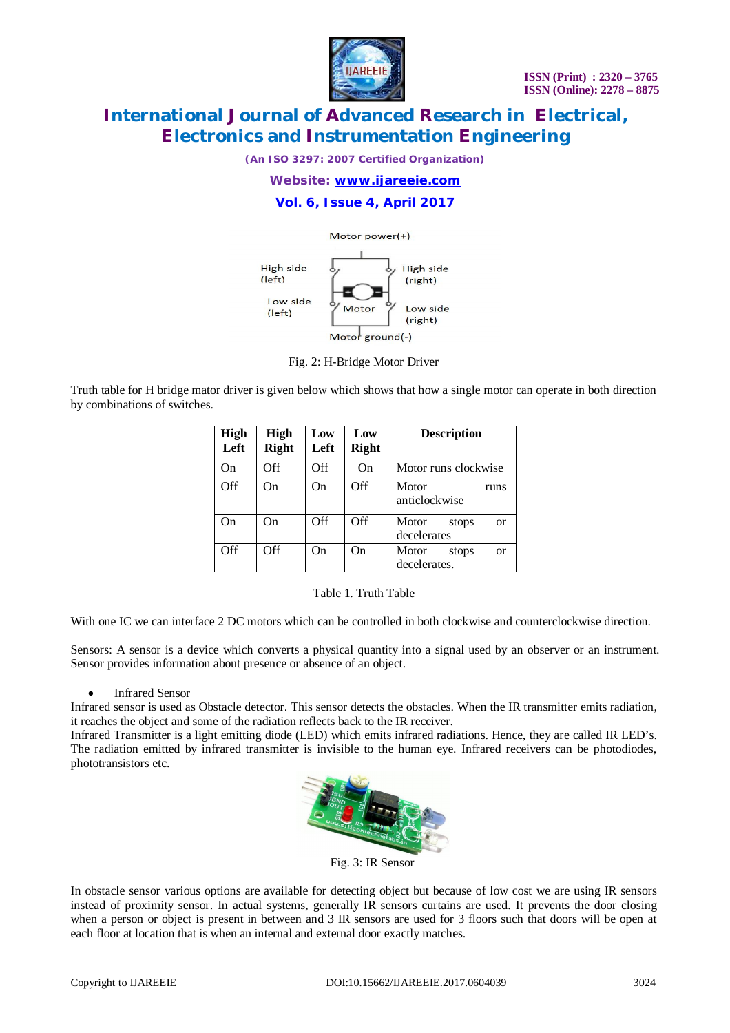Motor power(+)

High side (left)

High side (right)

Low side (left)

Motor

Low side (right)

Motor ground(-)

Fig. 2: H-Bridge Motor Driver

Truth table for H bridge mator driver is given below which shows that how a single motor can operate in both direction by combinations of switches.

| High Left | High Right | Low Left | Low Right | Description |
|---|---|---|---|---|
| On | Off | Off | On | Motor runs clockwise |
| Off | On | On | Off | Motor runs anticlockwise |
| On | On | Off | Off | Motor stops or decelerates |
| Off | Off | On | On | Motor stops or decelerates. |

Table 1. Truth Table

With one IC we can interface 2 DC motors which can be controlled in both clockwise and counterclockwise direction.

Sensors: A sensor is a device which converts a physical quantity into a signal used by an observer or an instrument. Sensor provides information about presence or absence of an object.

- Infrared Sensor

Infrared sensor is used as Obstacle detector. This sensor detects the obstacles. When the IR transmitter emits radiation, it reaches the object and some of the radiation reflects back to the IR receiver.
Infrared Transmitter is a light emitting diode (LED) which emits infrared radiations. Hence, they are called IR LED's. The radiation emitted by infrared transmitter is invisible to the human eye. Infrared receivers can be photodiodes, phototransistors etc.

Fig. 3: IR Sensor

In obstacle sensor various options are available for detecting object but because of low cost we are using IR sensors instead of proximity sensor. In actual systems, generally IR sensors curtains are used. It prevents the door closing when a person or object is present in between and 3 IR sensors are used for 3 floors such that doors will be open at each floor at location that is when an internal and external door exactly matches.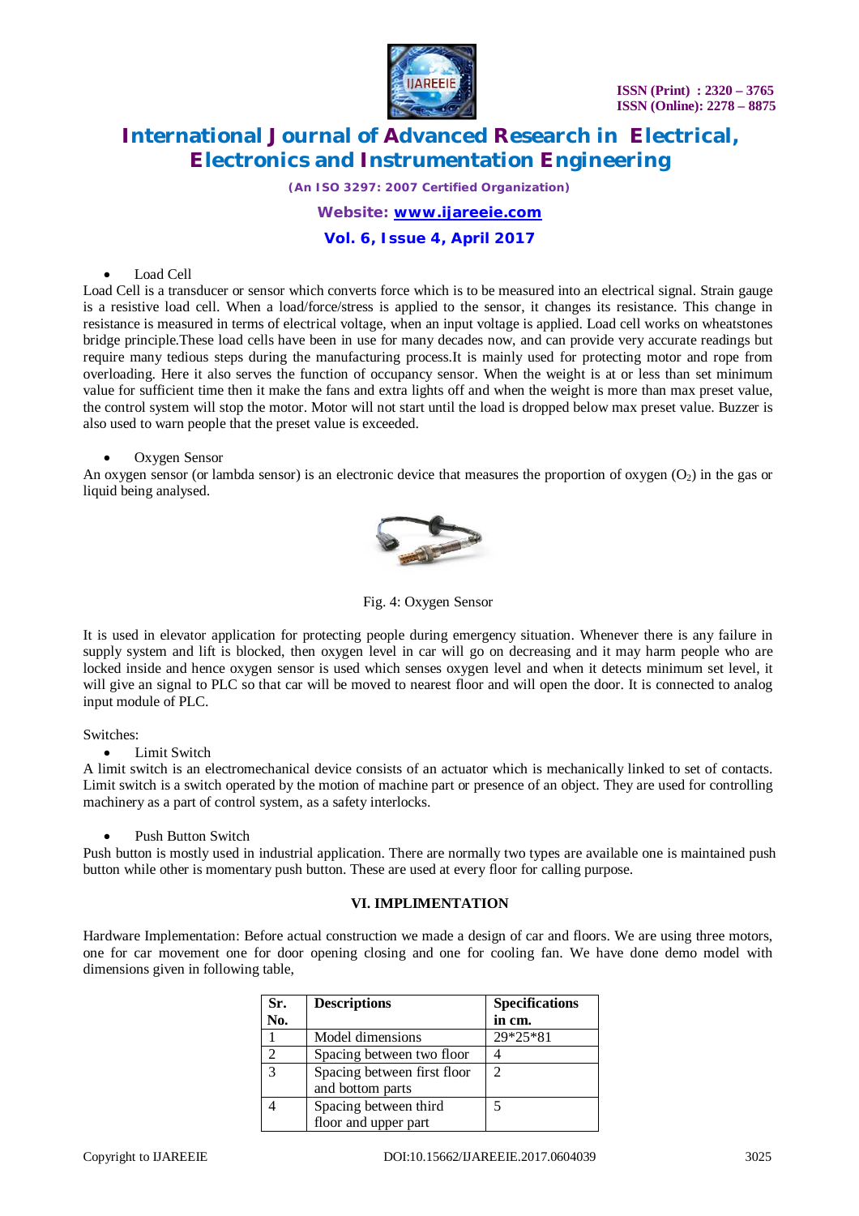- Load Cell

Load Cell is a transducer or sensor which converts force which is to be measured into an electrical signal. Strain gauge is a resistive load cell. When a load/force/stress is applied to the sensor, it changes its resistance. This change in resistance is measured in terms of electrical voltage, when an input voltage is applied. Load cell works on wheatstones bridge principle.These load cells have been in use for many decades now, and can provide very accurate readings but require many tedious steps during the manufacturing process.It is mainly used for protecting motor and rope from overloading. Here it also serves the function of occupancy sensor. When the weight is at or less than set minimum value for sufficient time then it make the fans and extra lights off and when the weight is more than max preset value, the control system will stop the motor. Motor will not start until the load is dropped below max preset value. Buzzer is also used to warn people that the preset value is exceeded.

- Oxygen Sensor

An oxygen sensor (or lambda sensor) is an electronic device that measures the proportion of oxygen ($O_2$) in the gas or liquid being analysed.

Fig. 4: Oxygen Sensor

It is used in elevator application for protecting people during emergency situation. Whenever there is any failure in supply system and lift is blocked, then oxygen level in car will go on decreasing and it may harm people who are locked inside and hence oxygen sensor is used which senses oxygen level and when it detects minimum set level, it will give an signal to PLC so that car will be moved to nearest floor and will open the door. It is connected to analog input module of PLC.

Switches:

- Limit Switch

A limit switch is an electromechanical device consists of an actuator which is mechanically linked to set of contacts. Limit switch is a switch operated by the motion of machine part or presence of an object. They are used for controlling machinery as a part of control system, as a safety interlocks.

- Push Button Switch

Push button is mostly used in industrial application. There are normally two types are available one is maintained push button while other is momentary push button. These are used at every floor for calling purpose.

## VI. IMPLIMENTATION

Hardware Implementation: Before actual construction we made a design of car and floors. We are using three motors, one for car movement one for door opening closing and one for cooling fan. We have done demo model with dimensions given in following table,

| Sr. No. | Descriptions | Specifications in cm. |
|---|---|---|
| 1 | Model dimensions | 29*25*81 |
| 2 | Spacing between two floor | 4 |
| 3 | Spacing between first floor and bottom parts | 2 |
| 4 | Spacing between third floor and upper part | 5 |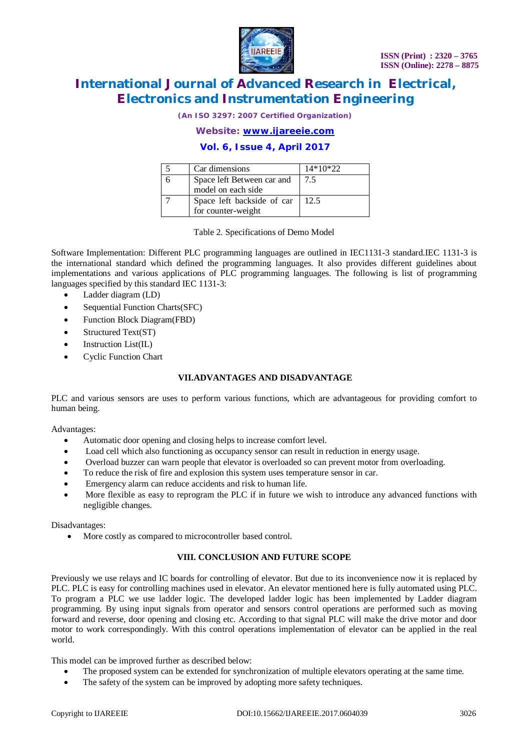| 5 | Car dimensions | 14*10*22 |
|---|---|---|
| 6 | Space left Between car and model on each side | 7.5 |
| 7 | Space left backside of car for counter-weight | 12.5 |

Table 2. Specifications of Demo Model

Software Implementation: Different PLC programming languages are outlined in IEC1131-3 standard.IEC 1131-3 is the international standard which defined the programming languages. It also provides different guidelines about implementations and various applications of PLC programming languages. The following is list of programming languages specified by this standard IEC 1131-3:

- Ladder diagram (LD)
- Sequential Function Charts(SFC)
- Function Block Diagram(FBD)
- Structured Text(ST)
- Instruction List(IL)
- Cyclic Function Chart

## VII.ADVANTAGES AND DISADVANTAGE

PLC and various sensors are uses to perform various functions, which are advantageous for providing comfort to human being.

Advantages:

- Automatic door opening and closing helps to increase comfort level.
- Load cell which also functioning as occupancy sensor can result in reduction in energy usage.
- Overload buzzer can warn people that elevator is overloaded so can prevent motor from overloading.
- To reduce the risk of fire and explosion this system uses temperature sensor in car.
- Emergency alarm can reduce accidents and risk to human life.
- More flexible as easy to reprogram the PLC if in future we wish to introduce any advanced functions with negligible changes.

Disadvantages:

- More costly as compared to microcontroller based control.

## VIII. CONCLUSION AND FUTURE SCOPE

Previously we use relays and IC boards for controlling of elevator. But due to its inconvenience now it is replaced by PLC. PLC is easy for controlling machines used in elevator. An elevator mentioned here is fully automated using PLC. To program a PLC we use ladder logic. The developed ladder logic has been implemented by Ladder diagram programming. By using input signals from operator and sensors control operations are performed such as moving forward and reverse, door opening and closing etc. According to that signal PLC will make the drive motor and door motor to work correspondingly. With this control operations implementation of elevator can be applied in the real world.

This model can be improved further as described below:

- The proposed system can be extended for synchronization of multiple elevators operating at the same time.
- The safety of the system can be improved by adopting more safety techniques.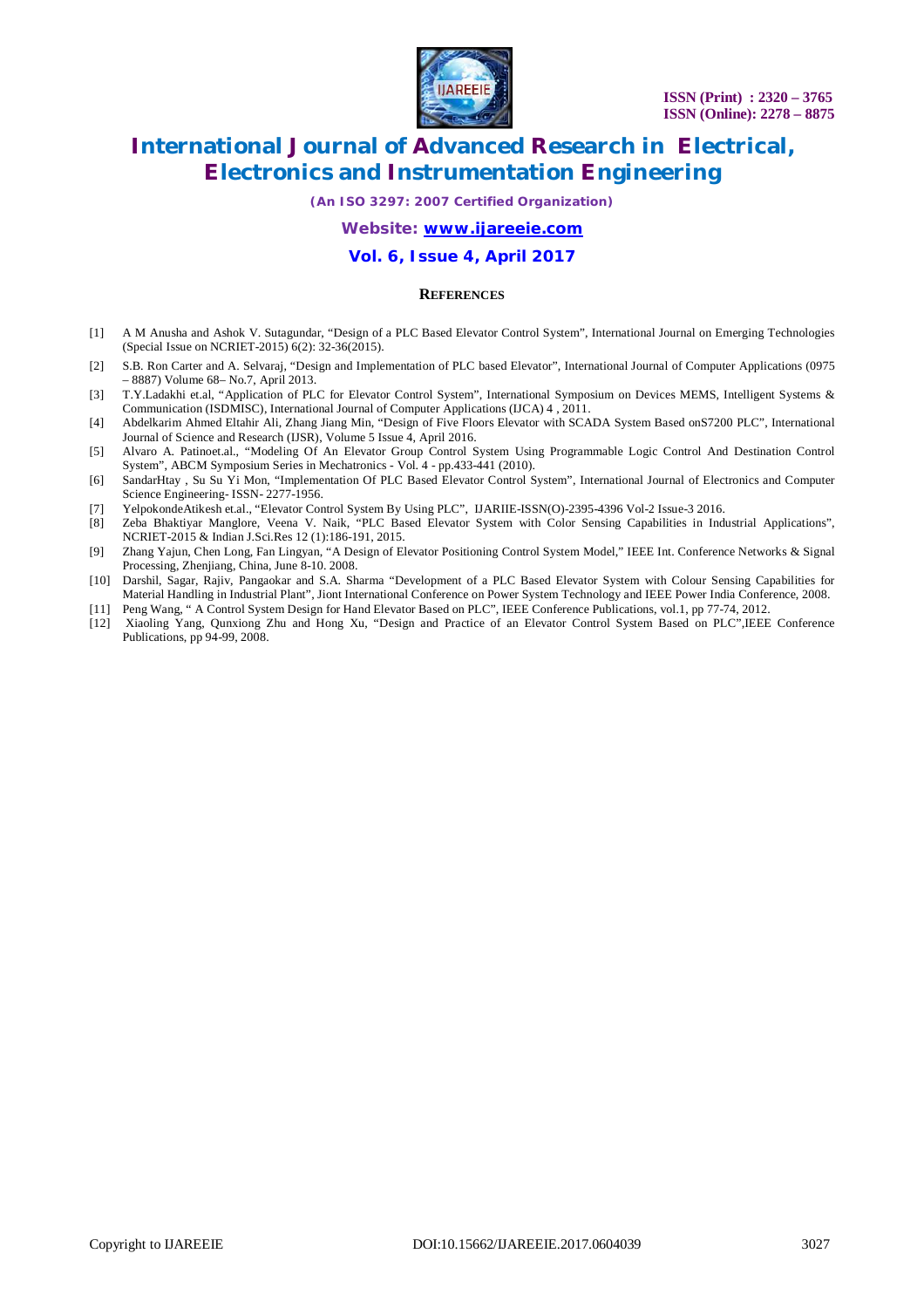## REFERENCES

[1] A M Anusha and Ashok V. Sutagundar, "Design of a PLC Based Elevator Control System", International Journal on Emerging Technologies (Special Issue on NCRIET-2015) 6(2): 32-36(2015).

[2] S.B. Ron Carter and A. Selvaraj, "Design and Implementation of PLC based Elevator", International Journal of Computer Applications (0975 – 8887) Volume 68– No.7, April 2013.

[3] T.Y.Ladakhi et.al, "Application of PLC for Elevator Control System", International Symposium on Devices MEMS, Intelligent Systems & Communication (ISDMISC), International Journal of Computer Applications (IJCA) 4 , 2011.

[4] Abdelkarim Ahmed Eltahir Ali, Zhang Jiang Min, "Design of Five Floors Elevator with SCADA System Based onS7200 PLC", International Journal of Science and Research (IJSR), Volume 5 Issue 4, April 2016.

[5] Alvaro A. Patinoet.al., "Modeling Of An Elevator Group Control System Using Programmable Logic Control And Destination Control System", ABCM Symposium Series in Mechatronics - Vol. 4 - pp.433-441 (2010).

[6] SandarHtay , Su Su Yi Mon, "Implementation Of PLC Based Elevator Control System", International Journal of Electronics and Computer Science Engineering- ISSN- 2277-1956.

[7] YelpokondeAtikesh et.al., "Elevator Control System By Using PLC", IJARIIE-ISSN(O)-2395-4396 Vol-2 Issue-3 2016.

[8] Zeba Bhaktiyar Manglore, Veena V. Naik, "PLC Based Elevator System with Color Sensing Capabilities in Industrial Applications", NCRIET-2015 & Indian J.Sci.Res 12 (1):186-191, 2015.

[9] Zhang Yajun, Chen Long, Fan Lingyan, "A Design of Elevator Positioning Control System Model," IEEE Int. Conference Networks & Signal Processing, Zhenjiang, China, June 8-10. 2008.

[10] Darshil, Sagar, Rajiv, Pangaokar and S.A. Sharma "Development of a PLC Based Elevator System with Colour Sensing Capabilities for Material Handling in Industrial Plant", Jiont International Conference on Power System Technology and IEEE Power India Conference, 2008.

[11] Peng Wang, " A Control System Design for Hand Elevator Based on PLC", IEEE Conference Publications, vol.1, pp 77-74, 2012.

[12] Xiaoling Yang, Qunxiong Zhu and Hong Xu, "Design and Practice of an Elevator Control System Based on PLC",IEEE Conference Publications, pp 94-99, 2008.